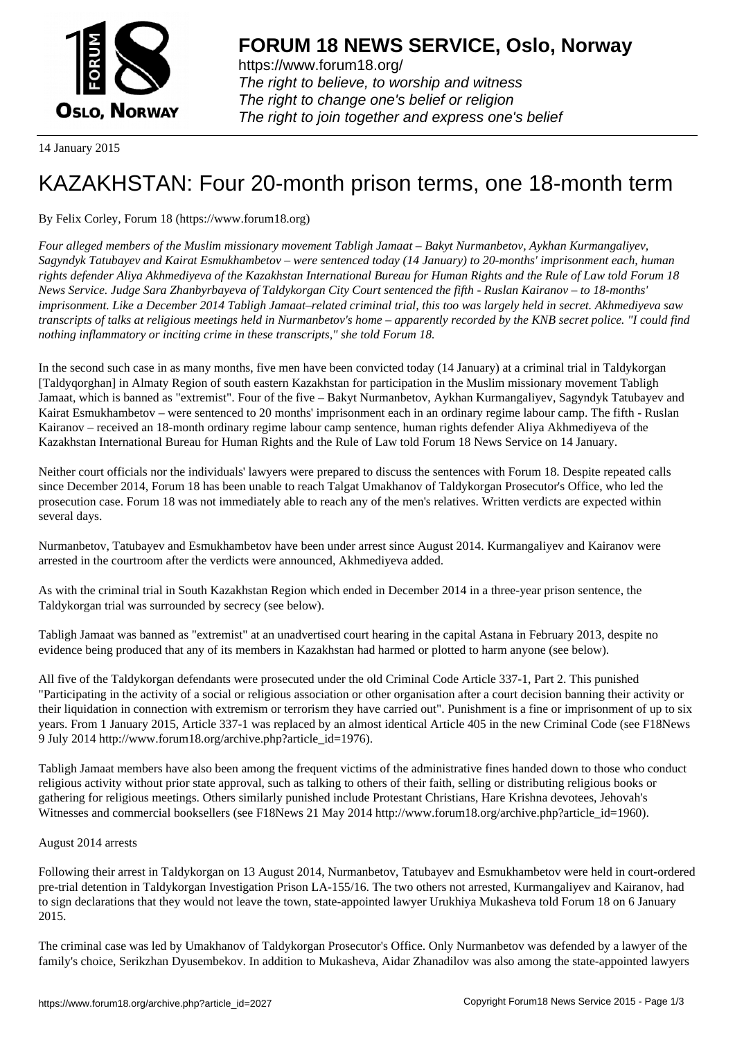# FORUM 18 NEWS SERVICE, Oslo, Norway

https://www.forum18.org/
*The right to believe, to worship and witness*
*The right to change one's belief or religion*
*The right to join together and express one's belief*

14 January 2015

# KAZAKHSTAN: Four 20-month prison terms, one 18-month term

By Felix Corley, Forum 18 (https://www.forum18.org)

*Four alleged members of the Muslim missionary movement Tabligh Jamaat – Bakyt Nurmanbetov, Aykhan Kurmangaliyev, Sagyndyk Tatubayev and Kairat Esmukhambetov – were sentenced today (14 January) to 20-months' imprisonment each, human rights defender Aliya Akhmediyeva of the Kazakhstan International Bureau for Human Rights and the Rule of Law told Forum 18 News Service. Judge Sara Zhanbyrbayeva of Taldykorgan City Court sentenced the fifth - Ruslan Kairanov – to 18-months' imprisonment. Like a December 2014 Tabligh Jamaat–related criminal trial, this too was largely held in secret. Akhmediyeva saw transcripts of talks at religious meetings held in Nurmanbetov's home – apparently recorded by the KNB secret police. "I could find nothing inflammatory or inciting crime in these transcripts," she told Forum 18.*

In the second such case in as many months, five men have been convicted today (14 January) at a criminal trial in Taldykorgan [Taldyqorghan] in Almaty Region of south eastern Kazakhstan for participation in the Muslim missionary movement Tabligh Jamaat, which is banned as "extremist". Four of the five – Bakyt Nurmanbetov, Aykhan Kurmangaliyev, Sagyndyk Tatubayev and Kairat Esmukhambetov – were sentenced to 20 months' imprisonment each in an ordinary regime labour camp. The fifth - Ruslan Kairanov – received an 18-month ordinary regime labour camp sentence, human rights defender Aliya Akhmediyeva of the Kazakhstan International Bureau for Human Rights and the Rule of Law told Forum 18 News Service on 14 January.

Neither court officials nor the individuals' lawyers were prepared to discuss the sentences with Forum 18. Despite repeated calls since December 2014, Forum 18 has been unable to reach Talgat Umakhanov of Taldykorgan Prosecutor's Office, who led the prosecution case. Forum 18 was not immediately able to reach any of the men's relatives. Written verdicts are expected within several days.

Nurmanbetov, Tatubayev and Esmukhambetov have been under arrest since August 2014. Kurmangaliyev and Kairanov were arrested in the courtroom after the verdicts were announced, Akhmediyeva added.

As with the criminal trial in South Kazakhstan Region which ended in December 2014 in a three-year prison sentence, the Taldykorgan trial was surrounded by secrecy (see below).

Tabligh Jamaat was banned as "extremist" at an unadvertised court hearing in the capital Astana in February 2013, despite no evidence being produced that any of its members in Kazakhstan had harmed or plotted to harm anyone (see below).

All five of the Taldykorgan defendants were prosecuted under the old Criminal Code Article 337-1, Part 2. This punished "Participating in the activity of a social or religious association or other organisation after a court decision banning their activity or their liquidation in connection with extremism or terrorism they have carried out". Punishment is a fine or imprisonment of up to six years. From 1 January 2015, Article 337-1 was replaced by an almost identical Article 405 in the new Criminal Code (see F18News 9 July 2014 http://www.forum18.org/archive.php?article_id=1976).

Tabligh Jamaat members have also been among the frequent victims of the administrative fines handed down to those who conduct religious activity without prior state approval, such as talking to others of their faith, selling or distributing religious books or gathering for religious meetings. Others similarly punished include Protestant Christians, Hare Krishna devotees, Jehovah's Witnesses and commercial booksellers (see F18News 21 May 2014 http://www.forum18.org/archive.php?article_id=1960).

August 2014 arrests

Following their arrest in Taldykorgan on 13 August 2014, Nurmanbetov, Tatubayev and Esmukhambetov were held in court-ordered pre-trial detention in Taldykorgan Investigation Prison LA-155/16. The two others not arrested, Kurmangaliyev and Kairanov, had to sign declarations that they would not leave the town, state-appointed lawyer Urukhiya Mukasheva told Forum 18 on 6 January 2015.

The criminal case was led by Umakhanov of Taldykorgan Prosecutor's Office. Only Nurmanbetov was defended by a lawyer of the family's choice, Serikzhan Dyusembekov. In addition to Mukasheva, Aidar Zhanadilov was also among the state-appointed lawyers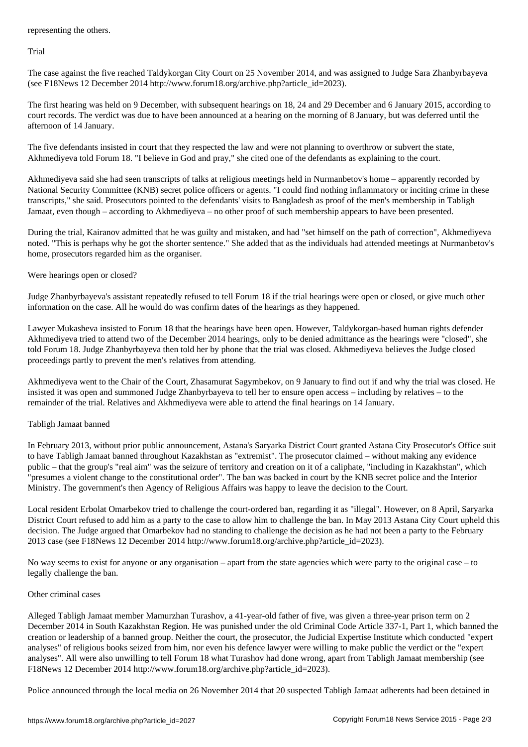representing the others.

## Trial

The case against the five reached Taldykorgan City Court on 25 November 2014, and was assigned to Judge Sara Zhanbyrbayeva (see F18News 12 December 2014 http://www.forum18.org/archive.php?article_id=2023).

The first hearing was held on 9 December, with subsequent hearings on 18, 24 and 29 December and 6 January 2015, according to court records. The verdict was due to have been announced at a hearing on the morning of 8 January, but was deferred until the afternoon of 14 January.

The five defendants insisted in court that they respected the law and were not planning to overthrow or subvert the state, Akhmediyeva told Forum 18. "I believe in God and pray," she cited one of the defendants as explaining to the court.

Akhmediyeva said she had seen transcripts of talks at religious meetings held in Nurmanbetov's home – apparently recorded by National Security Committee (KNB) secret police officers or agents. "I could find nothing inflammatory or inciting crime in these transcripts," she said. Prosecutors pointed to the defendants' visits to Bangladesh as proof of the men's membership in Tabligh Jamaat, even though – according to Akhmediyeva – no other proof of such membership appears to have been presented.

During the trial, Kairanov admitted that he was guilty and mistaken, and had "set himself on the path of correction", Akhmediyeva noted. "This is perhaps why he got the shorter sentence." She added that as the individuals had attended meetings at Nurmanbetov's home, prosecutors regarded him as the organiser.

## Were hearings open or closed?

Judge Zhanbyrbayeva's assistant repeatedly refused to tell Forum 18 if the trial hearings were open or closed, or give much other information on the case. All he would do was confirm dates of the hearings as they happened.

Lawyer Mukasheva insisted to Forum 18 that the hearings have been open. However, Taldykorgan-based human rights defender Akhmediyeva tried to attend two of the December 2014 hearings, only to be denied admittance as the hearings were "closed", she told Forum 18. Judge Zhanbyrbayeva then told her by phone that the trial was closed. Akhmediyeva believes the Judge closed proceedings partly to prevent the men's relatives from attending.

Akhmediyeva went to the Chair of the Court, Zhasamurat Sagymbekov, on 9 January to find out if and why the trial was closed. He insisted it was open and summoned Judge Zhanbyrbayeva to tell her to ensure open access – including by relatives – to the remainder of the trial. Relatives and Akhmediyeva were able to attend the final hearings on 14 January.

## Tabligh Jamaat banned

In February 2013, without prior public announcement, Astana's Saryarka District Court granted Astana City Prosecutor's Office suit to have Tabligh Jamaat banned throughout Kazakhstan as "extremist". The prosecutor claimed – without making any evidence public – that the group's "real aim" was the seizure of territory and creation on it of a caliphate, "including in Kazakhstan", which "presumes a violent change to the constitutional order". The ban was backed in court by the KNB secret police and the Interior Ministry. The government's then Agency of Religious Affairs was happy to leave the decision to the Court.

Local resident Erbolat Omarbekov tried to challenge the court-ordered ban, regarding it as "illegal". However, on 8 April, Saryarka District Court refused to add him as a party to the case to allow him to challenge the ban. In May 2013 Astana City Court upheld this decision. The Judge argued that Omarbekov had no standing to challenge the decision as he had not been a party to the February 2013 case (see F18News 12 December 2014 http://www.forum18.org/archive.php?article_id=2023).

No way seems to exist for anyone or any organisation – apart from the state agencies which were party to the original case – to legally challenge the ban.

## Other criminal cases

Alleged Tabligh Jamaat member Mamurzhan Turashov, a 41-year-old father of five, was given a three-year prison term on 2 December 2014 in South Kazakhstan Region. He was punished under the old Criminal Code Article 337-1, Part 1, which banned the creation or leadership of a banned group. Neither the court, the prosecutor, the Judicial Expertise Institute which conducted "expert analyses" of religious books seized from him, nor even his defence lawyer were willing to make public the verdict or the "expert analyses". All were also unwilling to tell Forum 18 what Turashov had done wrong, apart from Tabligh Jamaat membership (see F18News 12 December 2014 http://www.forum18.org/archive.php?article_id=2023).

Police announced through the local media on 26 November 2014 that 20 suspected Tabligh Jamaat adherents had been detained in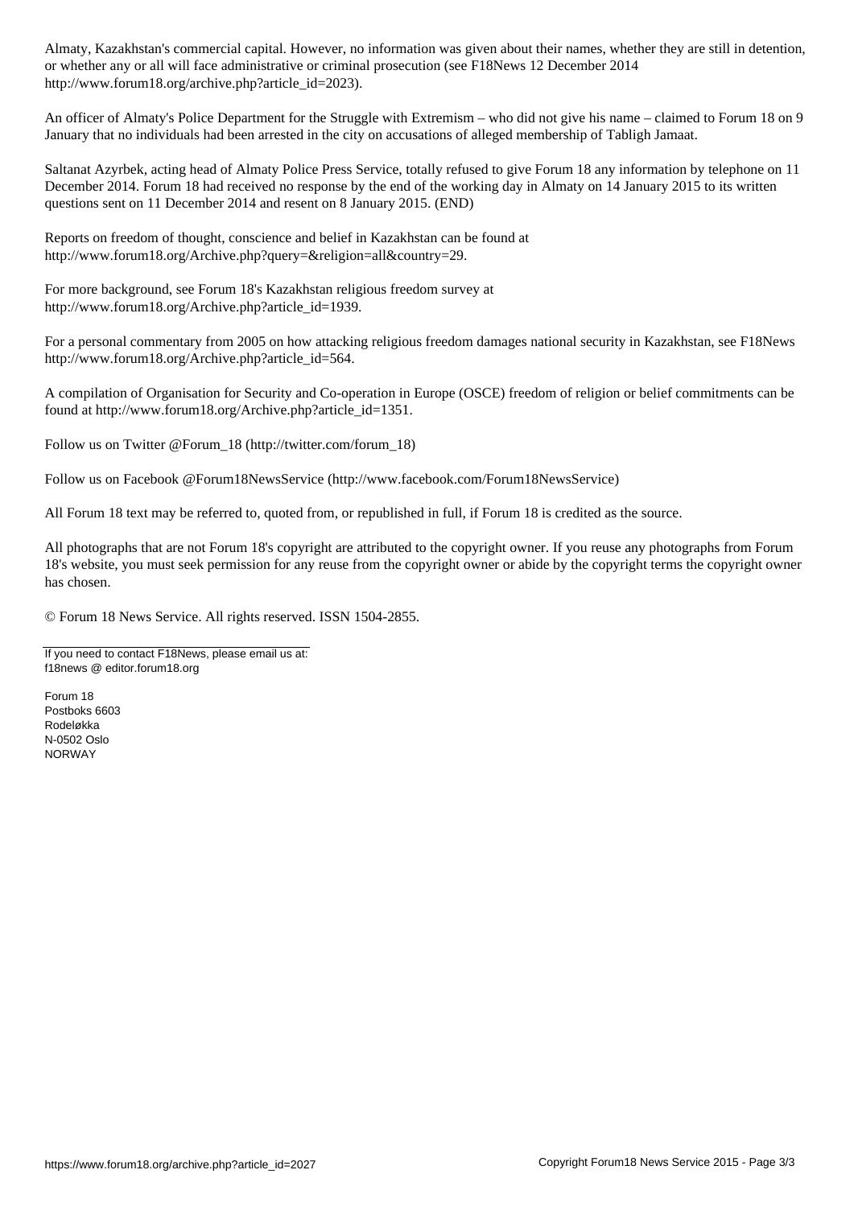Almaty, Kazakhstan's commercial capital. However, no information was given about their names, whether they are still in detention, or whether any or all will face administrative or criminal prosecution (see F18News 12 December 2014 http://www.forum18.org/archive.php?article_id=2023).

An officer of Almaty's Police Department for the Struggle with Extremism – who did not give his name – claimed to Forum 18 on 9 January that no individuals had been arrested in the city on accusations of alleged membership of Tabligh Jamaat.

Saltanat Azyrbek, acting head of Almaty Police Press Service, totally refused to give Forum 18 any information by telephone on 11 December 2014. Forum 18 had received no response by the end of the working day in Almaty on 14 January 2015 to its written questions sent on 11 December 2014 and resent on 8 January 2015. (END)

Reports on freedom of thought, conscience and belief in Kazakhstan can be found at http://www.forum18.org/Archive.php?query=&religion=all&country=29.

For more background, see Forum 18's Kazakhstan religious freedom survey at http://www.forum18.org/Archive.php?article_id=1939.

For a personal commentary from 2005 on how attacking religious freedom damages national security in Kazakhstan, see F18News http://www.forum18.org/Archive.php?article_id=564.

A compilation of Organisation for Security and Co-operation in Europe (OSCE) freedom of religion or belief commitments can be found at http://www.forum18.org/Archive.php?article_id=1351.

Follow us on Twitter @Forum_18 (http://twitter.com/forum_18)

Follow us on Facebook @Forum18NewsService (http://www.facebook.com/Forum18NewsService)

All Forum 18 text may be referred to, quoted from, or republished in full, if Forum 18 is credited as the source.

All photographs that are not Forum 18's copyright are attributed to the copyright owner. If you reuse any photographs from Forum 18's website, you must seek permission for any reuse from the copyright owner or abide by the copyright terms the copyright owner has chosen.

© Forum 18 News Service. All rights reserved. ISSN 1504-2855.

If you need to contact F18News, please email us at:
f18news @ editor.forum18.org

Forum 18
Postboks 6603
Rodeløkka
N-0502 Oslo
NORWAY